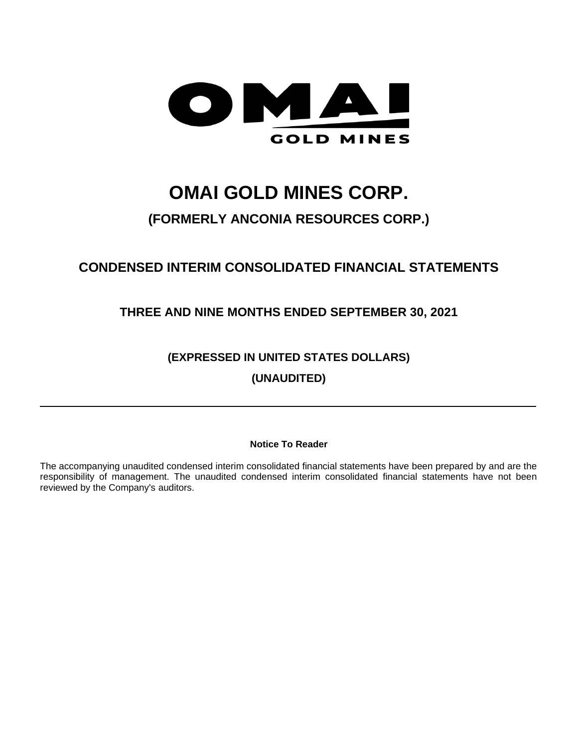# OMAI GOLD MINES CORP.

## (FORMERLY ANCONIA RESOURCES CORP.)

## CONDENSED INTERIM CONSOLIDATED FINANCIAL STATEMENTS

### THREE AND NINE MONTHS ENDED SEPTEMBER 30, 2021

### (EXPRESSED IN UNITED STATES DOLLARS)

### (UNAUDITED)

---

**Notice To Reader**

The accompanying unaudited condensed interim consolidated financial statements have been prepared by and are the responsibility of management. The unaudited condensed interim consolidated financial statements have not been reviewed by the Company's auditors.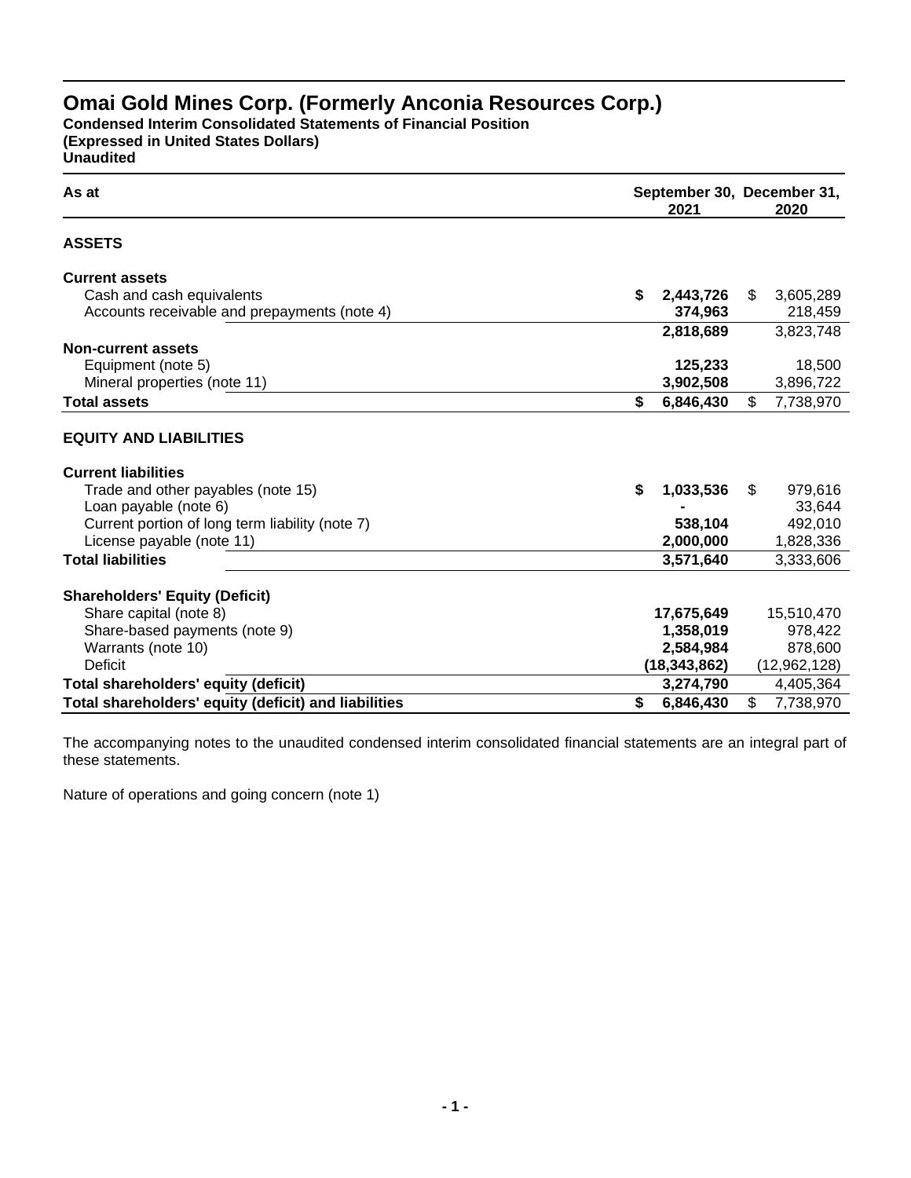# Omai Gold Mines Corp. (Formerly Anconia Resources Corp.)

**Condensed Interim Consolidated Statements of Financial Position**
**(Expressed in United States Dollars)**
**Unaudited**

| As at | September 30, 2021 | December 31, 2020 |
|---|---|---|
| **ASSETS** | | |
| **Current assets** | | |
| Cash and cash equivalents | **$ 2,443,726** | $ 3,605,289 |
| Accounts receivable and prepayments (note 4) | **374,963** | 218,459 |
| | **2,818,689** | 3,823,748 |
| **Non-current assets** | | |
| Equipment (note 5) | **125,233** | 18,500 |
| Mineral properties (note 11) | **3,902,508** | 3,896,722 |
| **Total assets** | **$ 6,846,430** | $ 7,738,970 |
| **EQUITY AND LIABILITIES** | | |
| **Current liabilities** | | |
| Trade and other payables (note 15) | **$ 1,033,536** | $ 979,616 |
| Loan payable (note 6) | **-** | 33,644 |
| Current portion of long term liability (note 7) | **538,104** | 492,010 |
| License payable (note 11) | **2,000,000** | 1,828,336 |
| **Total liabilities** | **3,571,640** | 3,333,606 |
| **Shareholders' Equity (Deficit)** | | |
| Share capital (note 8) | **17,675,649** | 15,510,470 |
| Share-based payments (note 9) | **1,358,019** | 978,422 |
| Warrants (note 10) | **2,584,984** | 878,600 |
| Deficit | **(18,343,862)** | (12,962,128) |
| **Total shareholders' equity (deficit)** | **3,274,790** | 4,405,364 |
| **Total shareholders' equity (deficit) and liabilities** | **$ 6,846,430** | $ 7,738,970 |

The accompanying notes to the unaudited condensed interim consolidated financial statements are an integral part of these statements.

Nature of operations and going concern (note 1)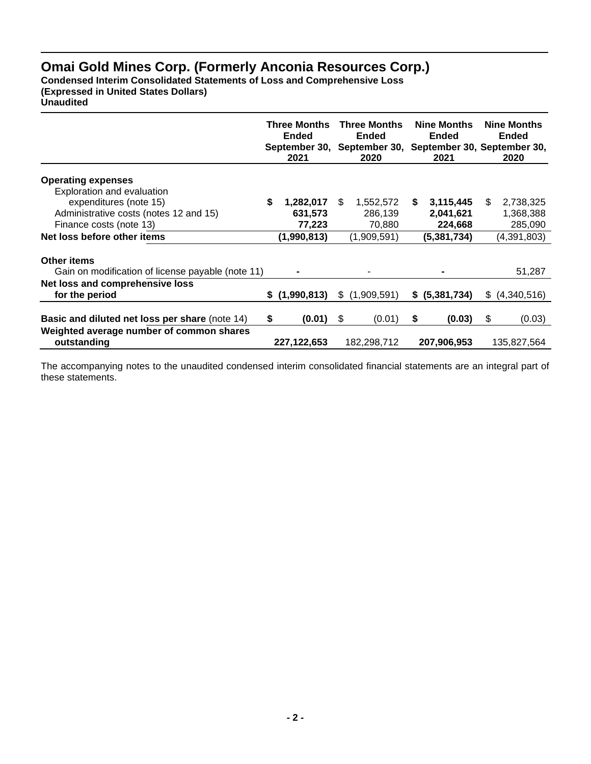# Omai Gold Mines Corp. (Formerly Anconia Resources Corp.)

**Condensed Interim Consolidated Statements of Loss and Comprehensive Loss**
**(Expressed in United States Dollars)**
**Unaudited**

| | Three Months Ended September 30, 2021 | Three Months Ended September 30, 2020 | Nine Months Ended September 30, 2021 | Nine Months Ended September 30, 2020 |
|---|---|---|---|---|
| **Operating expenses** | | | | |
| Exploration and evaluation expenditures (note 15) | **$ 1,282,017** | $ 1,552,572 | **$ 3,115,445** | $ 2,738,325 |
| Administrative costs (notes 12 and 15) | **631,573** | 286,139 | **2,041,621** | 1,368,388 |
| Finance costs (note 13) | **77,223** | 70,880 | **224,668** | 285,090 |
| **Net loss before other items** | **(1,990,813)** | (1,909,591) | **(5,381,734)** | (4,391,803) |
| **Other items** | | | | |
| Gain on modification of license payable (note 11) | **-** | - | **-** | 51,287 |
| **Net loss and comprehensive loss for the period** | **$ (1,990,813)** | $ (1,909,591) | **$ (5,381,734)** | $ (4,340,516) |
| **Basic and diluted net loss per share** (note 14) | **$ (0.01)** | $ (0.01) | **$ (0.03)** | $ (0.03) |
| **Weighted average number of common shares outstanding** | **227,122,653** | 182,298,712 | **207,906,953** | 135,827,564 |

The accompanying notes to the unaudited condensed interim consolidated financial statements are an integral part of these statements.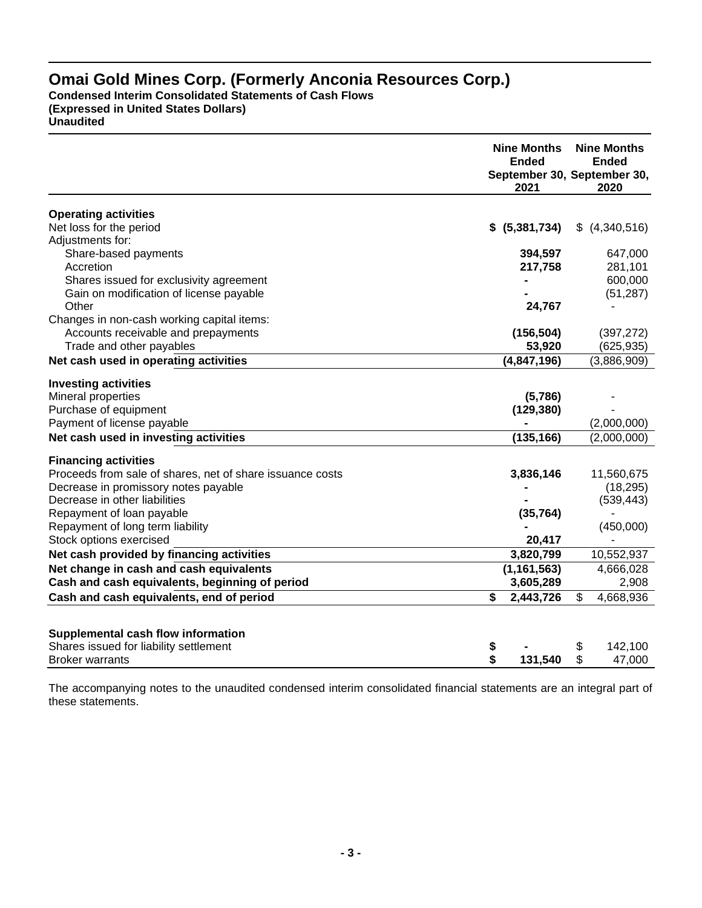# Omai Gold Mines Corp. (Formerly Anconia Resources Corp.)

**Condensed Interim Consolidated Statements of Cash Flows**
**(Expressed in United States Dollars)**
**Unaudited**

| | Nine Months Ended September 30, 2021 | Nine Months Ended September 30, 2020 |
|---|---|---|
| **Operating activities** | | |
| Net loss for the period | **$ (5,381,734)** | $ (4,340,516) |
| Adjustments for: | | |
| Share-based payments | **394,597** | 647,000 |
| Accretion | **217,758** | 281,101 |
| Shares issued for exclusivity agreement | **-** | 600,000 |
| Gain on modification of license payable | **-** | (51,287) |
| Other | **24,767** | - |
| Changes in non-cash working capital items: | | |
| Accounts receivable and prepayments | **(156,504)** | (397,272) |
| Trade and other payables | **53,920** | (625,935) |
| **Net cash used in operating activities** | **(4,847,196)** | (3,886,909) |
| **Investing activities** | | |
| Mineral properties | **(5,786)** | - |
| Purchase of equipment | **(129,380)** | - |
| Payment of license payable | **-** | (2,000,000) |
| **Net cash used in investing activities** | **(135,166)** | (2,000,000) |
| **Financing activities** | | |
| Proceeds from sale of shares, net of share issuance costs | **3,836,146** | 11,560,675 |
| Decrease in promissory notes payable | **-** | (18,295) |
| Decrease in other liabilities | **-** | (539,443) |
| Repayment of loan payable | **(35,764)** | - |
| Repayment of long term liability | **-** | (450,000) |
| Stock options exercised | **20,417** | - |
| **Net cash provided by financing activities** | **3,820,799** | 10,552,937 |
| **Net change in cash and cash equivalents** | **(1,161,563)** | 4,666,028 |
| **Cash and cash equivalents, beginning of period** | **3,605,289** | 2,908 |
| **Cash and cash equivalents, end of period** | **$ 2,443,726** | $ 4,668,936 |
| | | |
| **Supplemental cash flow information** | | |
| Shares issued for liability settlement | **$ -** | $ 142,100 |
| Broker warrants | **$ 131,540** | $ 47,000 |

The accompanying notes to the unaudited condensed interim consolidated financial statements are an integral part of these statements.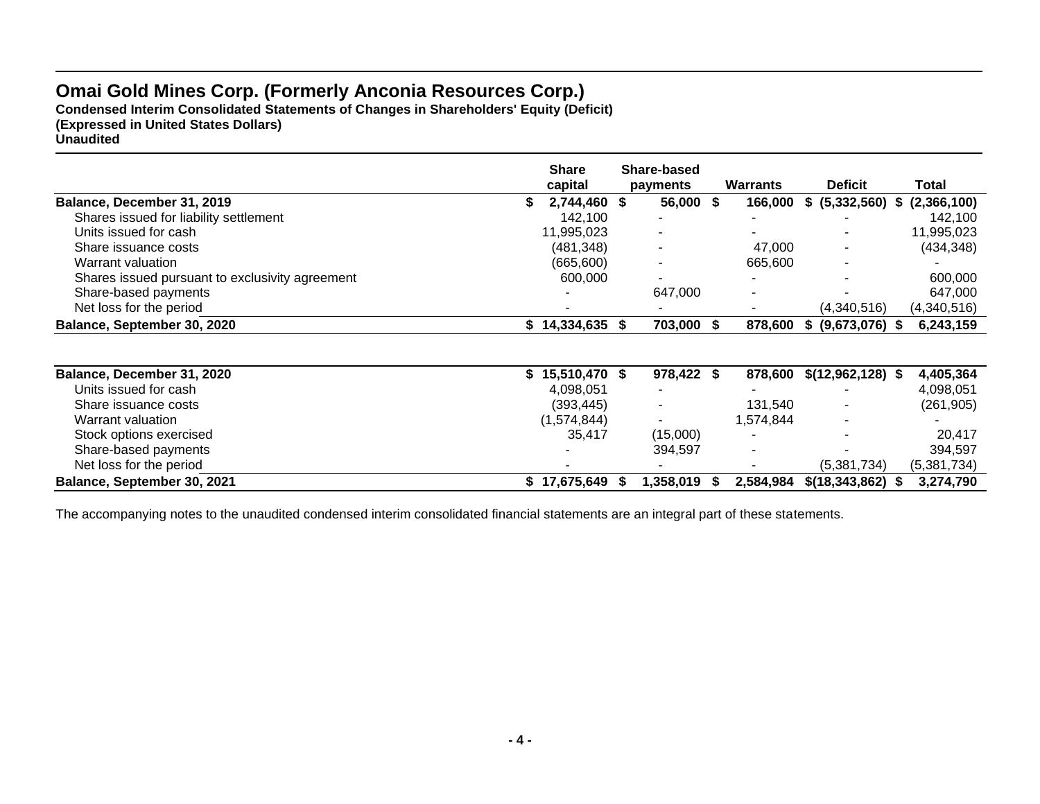# Omai Gold Mines Corp. (Formerly Anconia Resources Corp.)

**Condensed Interim Consolidated Statements of Changes in Shareholders' Equity (Deficit)**
**(Expressed in United States Dollars)**
**Unaudited**

| | Share capital | Share-based payments | Warrants | Deficit | Total |
|---|---|---|---|---|---|
| **Balance, December 31, 2019** | **$ 2,744,460** | **$ 56,000** | **$ 166,000** | **$ (5,332,560)** | **$ (2,366,100)** |
| Shares issued for liability settlement | 142,100 | - | - | - | 142,100 |
| Units issued for cash | 11,995,023 | - | - | - | 11,995,023 |
| Share issuance costs | (481,348) | - | 47,000 | - | (434,348) |
| Warrant valuation | (665,600) | - | 665,600 | - | - |
| Shares issued pursuant to exclusivity agreement | 600,000 | - | - | - | 600,000 |
| Share-based payments | - | 647,000 | - | - | 647,000 |
| Net loss for the period | - | - | - | (4,340,516) | (4,340,516) |
| **Balance, September 30, 2020** | **$ 14,334,635** | **$ 703,000** | **$ 878,600** | **$ (9,673,076)** | **$ 6,243,159** |
| | | | | | |
| **Balance, December 31, 2020** | **$ 15,510,470** | **$ 978,422** | **$ 878,600** | **$(12,962,128)** | **$ 4,405,364** |
| Units issued for cash | 4,098,051 | - | - | - | 4,098,051 |
| Share issuance costs | (393,445) | - | 131,540 | - | (261,905) |
| Warrant valuation | (1,574,844) | - | 1,574,844 | - | - |
| Stock options exercised | 35,417 | (15,000) | - | - | 20,417 |
| Share-based payments | - | 394,597 | - | - | 394,597 |
| Net loss for the period | - | - | - | (5,381,734) | (5,381,734) |
| **Balance, September 30, 2021** | **$ 17,675,649** | **$ 1,358,019** | **$ 2,584,984** | **$(18,343,862)** | **$ 3,274,790** |

The accompanying notes to the unaudited condensed interim consolidated financial statements are an integral part of these statements.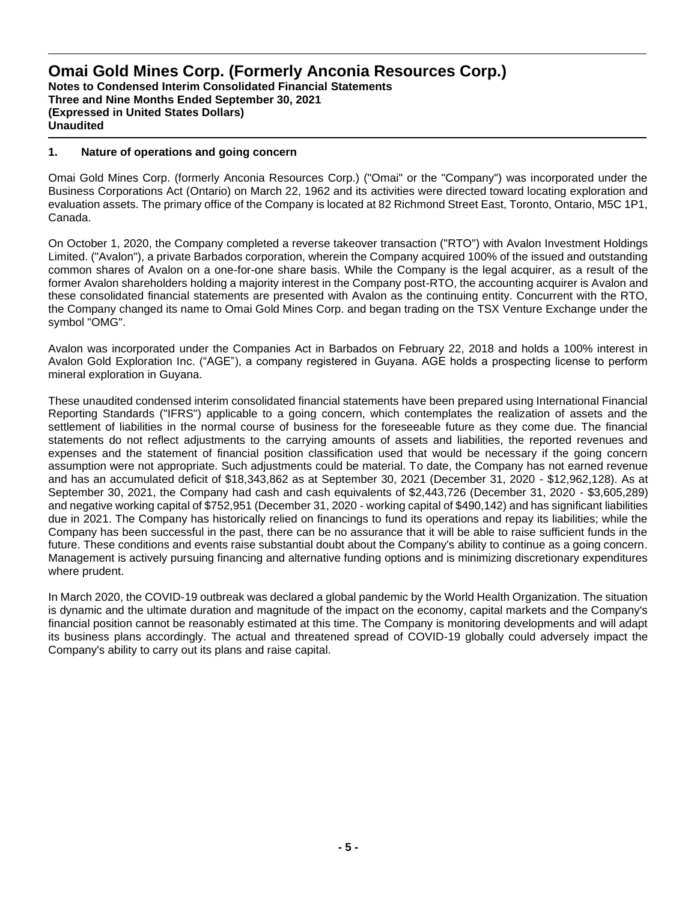# Omai Gold Mines Corp. (Formerly Anconia Resources Corp.)

**Notes to Condensed Interim Consolidated Financial Statements**
**Three and Nine Months Ended September 30, 2021**
**(Expressed in United States Dollars)**
**Unaudited**

## 1. Nature of operations and going concern

Omai Gold Mines Corp. (formerly Anconia Resources Corp.) ("Omai" or the "Company") was incorporated under the Business Corporations Act (Ontario) on March 22, 1962 and its activities were directed toward locating exploration and evaluation assets. The primary office of the Company is located at 82 Richmond Street East, Toronto, Ontario, M5C 1P1, Canada.

On October 1, 2020, the Company completed a reverse takeover transaction ("RTO") with Avalon Investment Holdings Limited. ("Avalon"), a private Barbados corporation, wherein the Company acquired 100% of the issued and outstanding common shares of Avalon on a one-for-one share basis. While the Company is the legal acquirer, as a result of the former Avalon shareholders holding a majority interest in the Company post-RTO, the accounting acquirer is Avalon and these consolidated financial statements are presented with Avalon as the continuing entity. Concurrent with the RTO, the Company changed its name to Omai Gold Mines Corp. and began trading on the TSX Venture Exchange under the symbol "OMG".

Avalon was incorporated under the Companies Act in Barbados on February 22, 2018 and holds a 100% interest in Avalon Gold Exploration Inc. ("AGE"), a company registered in Guyana. AGE holds a prospecting license to perform mineral exploration in Guyana.

These unaudited condensed interim consolidated financial statements have been prepared using International Financial Reporting Standards ("IFRS") applicable to a going concern, which contemplates the realization of assets and the settlement of liabilities in the normal course of business for the foreseeable future as they come due. The financial statements do not reflect adjustments to the carrying amounts of assets and liabilities, the reported revenues and expenses and the statement of financial position classification used that would be necessary if the going concern assumption were not appropriate. Such adjustments could be material. To date, the Company has not earned revenue and has an accumulated deficit of $18,343,862 as at September 30, 2021 (December 31, 2020 - $12,962,128). As at September 30, 2021, the Company had cash and cash equivalents of $2,443,726 (December 31, 2020 - $3,605,289) and negative working capital of $752,951 (December 31, 2020 - working capital of $490,142) and has significant liabilities due in 2021. The Company has historically relied on financings to fund its operations and repay its liabilities; while the Company has been successful in the past, there can be no assurance that it will be able to raise sufficient funds in the future. These conditions and events raise substantial doubt about the Company's ability to continue as a going concern. Management is actively pursuing financing and alternative funding options and is minimizing discretionary expenditures where prudent.

In March 2020, the COVID-19 outbreak was declared a global pandemic by the World Health Organization. The situation is dynamic and the ultimate duration and magnitude of the impact on the economy, capital markets and the Company's financial position cannot be reasonably estimated at this time. The Company is monitoring developments and will adapt its business plans accordingly. The actual and threatened spread of COVID-19 globally could adversely impact the Company's ability to carry out its plans and raise capital.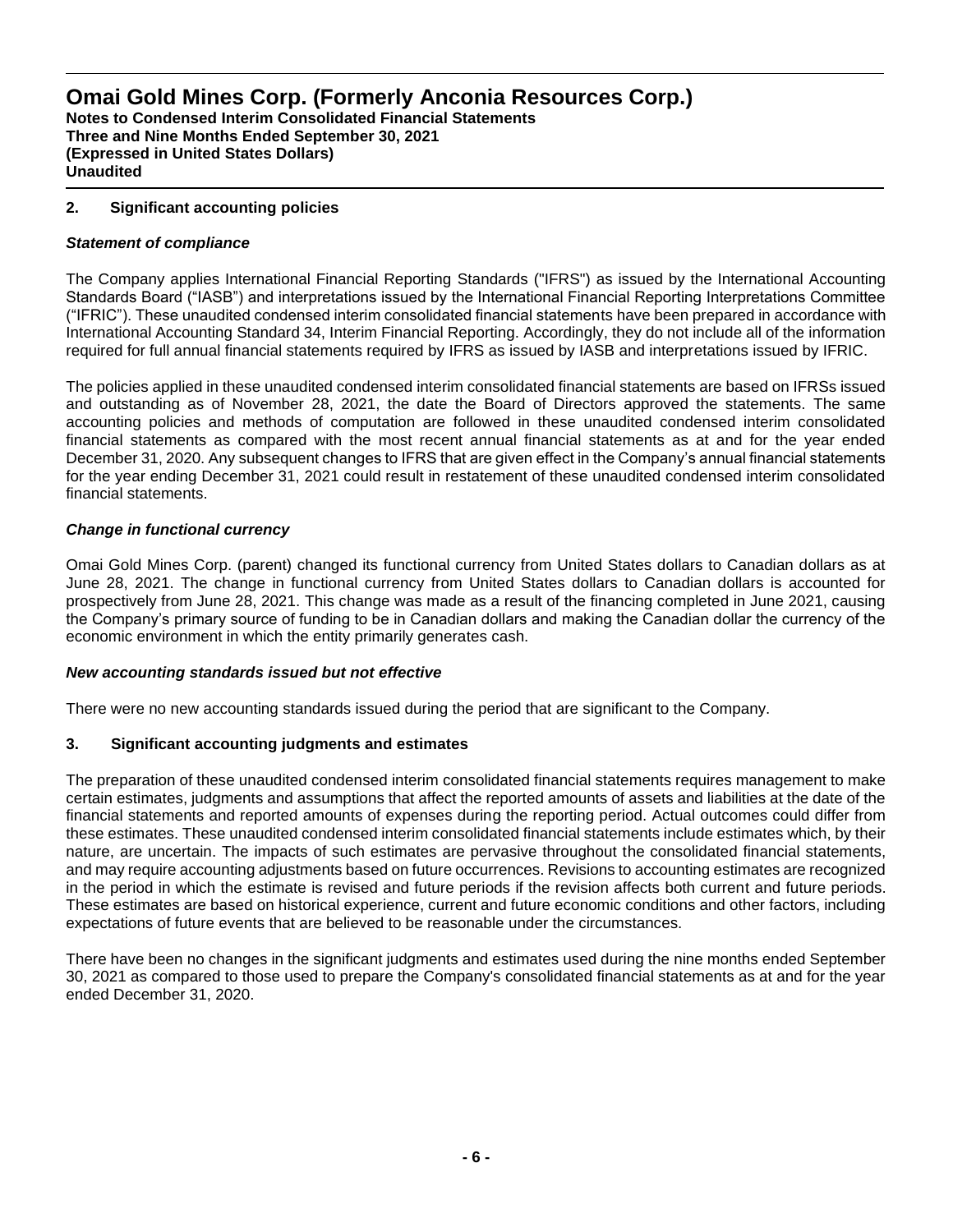## 2. Significant accounting policies

### *Statement of compliance*

The Company applies International Financial Reporting Standards ("IFRS") as issued by the International Accounting Standards Board ("IASB") and interpretations issued by the International Financial Reporting Interpretations Committee ("IFRIC"). These unaudited condensed interim consolidated financial statements have been prepared in accordance with International Accounting Standard 34, Interim Financial Reporting. Accordingly, they do not include all of the information required for full annual financial statements required by IFRS as issued by IASB and interpretations issued by IFRIC.

The policies applied in these unaudited condensed interim consolidated financial statements are based on IFRSs issued and outstanding as of November 28, 2021, the date the Board of Directors approved the statements. The same accounting policies and methods of computation are followed in these unaudited condensed interim consolidated financial statements as compared with the most recent annual financial statements as at and for the year ended December 31, 2020. Any subsequent changes to IFRS that are given effect in the Company's annual financial statements for the year ending December 31, 2021 could result in restatement of these unaudited condensed interim consolidated financial statements.

### *Change in functional currency*

Omai Gold Mines Corp. (parent) changed its functional currency from United States dollars to Canadian dollars as at June 28, 2021. The change in functional currency from United States dollars to Canadian dollars is accounted for prospectively from June 28, 2021. This change was made as a result of the financing completed in June 2021, causing the Company's primary source of funding to be in Canadian dollars and making the Canadian dollar the currency of the economic environment in which the entity primarily generates cash.

### *New accounting standards issued but not effective*

There were no new accounting standards issued during the period that are significant to the Company.

## 3. Significant accounting judgments and estimates

The preparation of these unaudited condensed interim consolidated financial statements requires management to make certain estimates, judgments and assumptions that affect the reported amounts of assets and liabilities at the date of the financial statements and reported amounts of expenses during the reporting period. Actual outcomes could differ from these estimates. These unaudited condensed interim consolidated financial statements include estimates which, by their nature, are uncertain. The impacts of such estimates are pervasive throughout the consolidated financial statements, and may require accounting adjustments based on future occurrences. Revisions to accounting estimates are recognized in the period in which the estimate is revised and future periods if the revision affects both current and future periods. These estimates are based on historical experience, current and future economic conditions and other factors, including expectations of future events that are believed to be reasonable under the circumstances.

There have been no changes in the significant judgments and estimates used during the nine months ended September 30, 2021 as compared to those used to prepare the Company's consolidated financial statements as at and for the year ended December 31, 2020.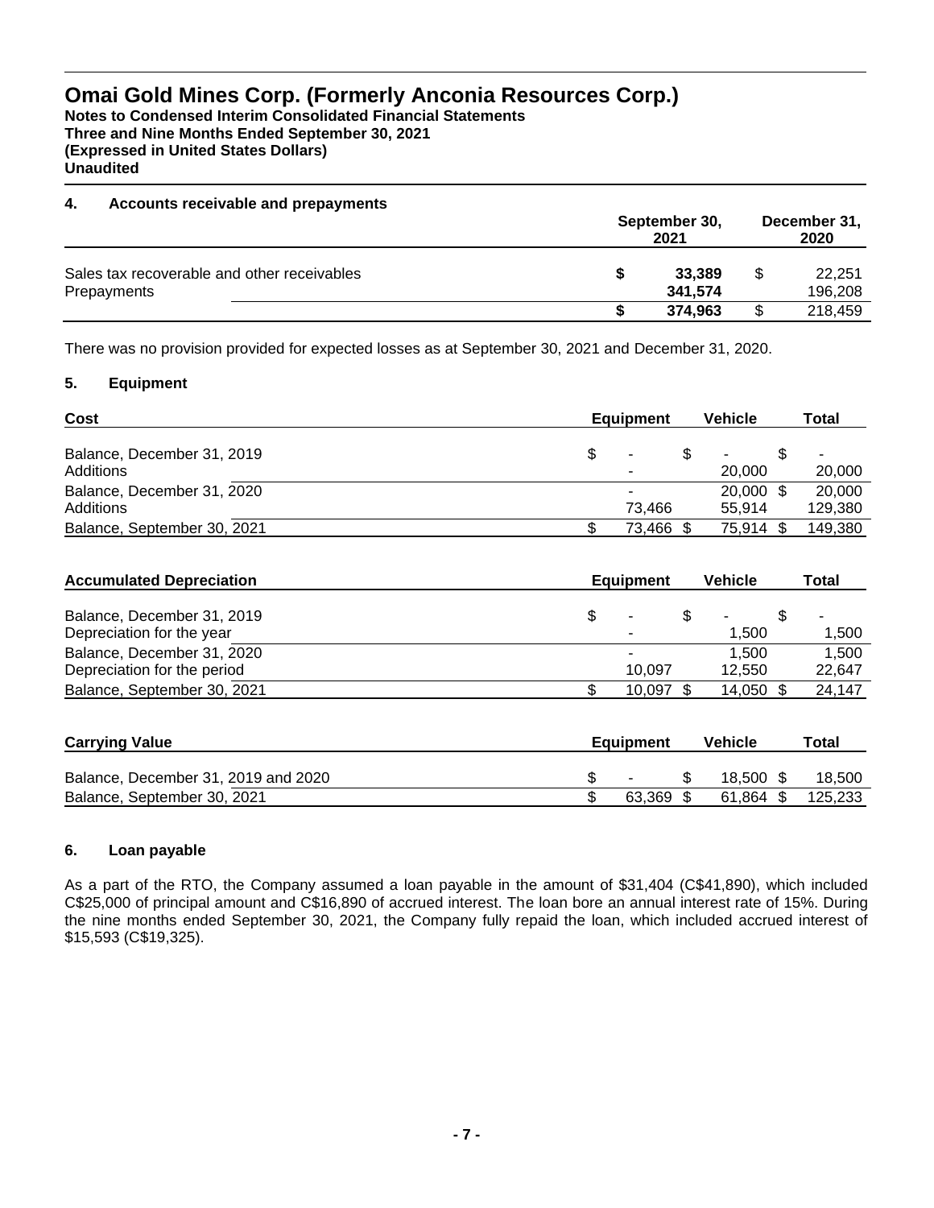## 4. Accounts receivable and prepayments

| | September 30, 2021 | December 31, 2020 |
|---|---|---|
| Sales tax recoverable and other receivables | **$ 33,389** | $ 22,251 |
| Prepayments | **341,574** | 196,208 |
| | **$ 374,963** | $ 218,459 |

There was no provision provided for expected losses as at September 30, 2021 and December 31, 2020.

## 5. Equipment

| Cost | Equipment | Vehicle | Total |
|---|---|---|---|
| Balance, December 31, 2019 | $ - | $ - | $ - |
| Additions | - | 20,000 | 20,000 |
| Balance, December 31, 2020 | - | 20,000 | $ 20,000 |
| Additions | 73,466 | 55,914 | 129,380 |
| Balance, September 30, 2021 | $ 73,466 | $ 75,914 | $ 149,380 |

| Accumulated Depreciation | Equipment | Vehicle | Total |
|---|---|---|---|
| Balance, December 31, 2019 | $ - | $ - | $ - |
| Depreciation for the year | - | 1,500 | 1,500 |
| Balance, December 31, 2020 | - | 1,500 | 1,500 |
| Depreciation for the period | 10,097 | 12,550 | 22,647 |
| Balance, September 30, 2021 | $ 10,097 | $ 14,050 | $ 24,147 |

| Carrying Value | Equipment | Vehicle | Total |
|---|---|---|---|
| Balance, December 31, 2019 and 2020 | $ - | $ 18,500 | $ 18,500 |
| Balance, September 30, 2021 | $ 63,369 | $ 61,864 | $ 125,233 |

## 6. Loan payable

As a part of the RTO, the Company assumed a loan payable in the amount of $31,404 (C$41,890), which included C$25,000 of principal amount and C$16,890 of accrued interest. The loan bore an annual interest rate of 15%. During the nine months ended September 30, 2021, the Company fully repaid the loan, which included accrued interest of $15,593 (C$19,325).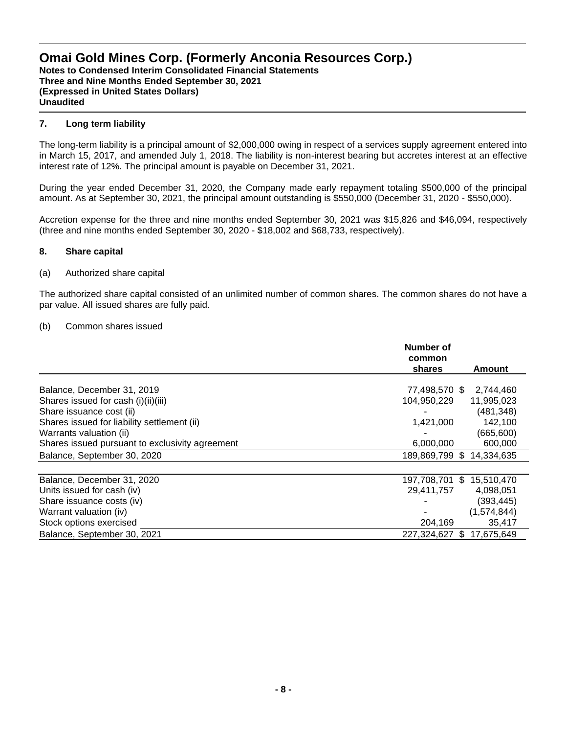## 7. Long term liability

The long-term liability is a principal amount of $2,000,000 owing in respect of a services supply agreement entered into in March 15, 2017, and amended July 1, 2018. The liability is non-interest bearing but accretes interest at an effective interest rate of 12%. The principal amount is payable on December 31, 2021.

During the year ended December 31, 2020, the Company made early repayment totaling $500,000 of the principal amount. As at September 30, 2021, the principal amount outstanding is $550,000 (December 31, 2020 - $550,000).

Accretion expense for the three and nine months ended September 30, 2021 was $15,826 and $46,094, respectively (three and nine months ended September 30, 2020 - $18,002 and $68,733, respectively).

## 8. Share capital

(a) Authorized share capital

The authorized share capital consisted of an unlimited number of common shares. The common shares do not have a par value. All issued shares are fully paid.

(b) Common shares issued

| | Number of common shares | Amount |
|---|---|---|
| Balance, December 31, 2019 | 77,498,570 | $ 2,744,460 |
| Shares issued for cash (i)(ii)(iii) | 104,950,229 | 11,995,023 |
| Share issuance cost (ii) | - | (481,348) |
| Shares issued for liability settlement (ii) | 1,421,000 | 142,100 |
| Warrants valuation (ii) | - | (665,600) |
| Shares issued pursuant to exclusivity agreement | 6,000,000 | 600,000 |
| Balance, September 30, 2020 | 189,869,799 | $ 14,334,635 |
| | | |
| Balance, December 31, 2020 | 197,708,701 | $ 15,510,470 |
| Units issued for cash (iv) | 29,411,757 | 4,098,051 |
| Share issuance costs (iv) | - | (393,445) |
| Warrant valuation (iv) | - | (1,574,844) |
| Stock options exercised | 204,169 | 35,417 |
| Balance, September 30, 2021 | 227,324,627 | $ 17,675,649 |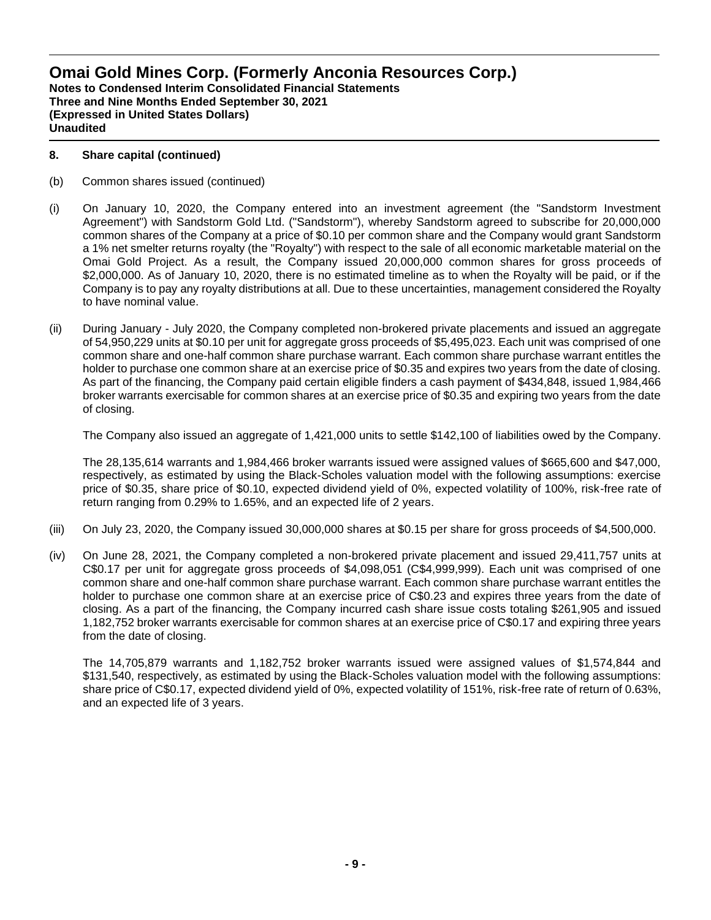## 8. Share capital (continued)

(b) Common shares issued (continued)

(i) On January 10, 2020, the Company entered into an investment agreement (the "Sandstorm Investment Agreement") with Sandstorm Gold Ltd. ("Sandstorm"), whereby Sandstorm agreed to subscribe for 20,000,000 common shares of the Company at a price of $0.10 per common share and the Company would grant Sandstorm a 1% net smelter returns royalty (the "Royalty") with respect to the sale of all economic marketable material on the Omai Gold Project. As a result, the Company issued 20,000,000 common shares for gross proceeds of $2,000,000. As of January 10, 2020, there is no estimated timeline as to when the Royalty will be paid, or if the Company is to pay any royalty distributions at all. Due to these uncertainties, management considered the Royalty to have nominal value.

(ii) During January - July 2020, the Company completed non-brokered private placements and issued an aggregate of 54,950,229 units at $0.10 per unit for aggregate gross proceeds of $5,495,023. Each unit was comprised of one common share and one-half common share purchase warrant. Each common share purchase warrant entitles the holder to purchase one common share at an exercise price of $0.35 and expires two years from the date of closing. As part of the financing, the Company paid certain eligible finders a cash payment of $434,848, issued 1,984,466 broker warrants exercisable for common shares at an exercise price of $0.35 and expiring two years from the date of closing.

The Company also issued an aggregate of 1,421,000 units to settle $142,100 of liabilities owed by the Company.

The 28,135,614 warrants and 1,984,466 broker warrants issued were assigned values of $665,600 and $47,000, respectively, as estimated by using the Black-Scholes valuation model with the following assumptions: exercise price of $0.35, share price of $0.10, expected dividend yield of 0%, expected volatility of 100%, risk-free rate of return ranging from 0.29% to 1.65%, and an expected life of 2 years.

(iii) On July 23, 2020, the Company issued 30,000,000 shares at $0.15 per share for gross proceeds of $4,500,000.

(iv) On June 28, 2021, the Company completed a non-brokered private placement and issued 29,411,757 units at C$0.17 per unit for aggregate gross proceeds of $4,098,051 (C$4,999,999). Each unit was comprised of one common share and one-half common share purchase warrant. Each common share purchase warrant entitles the holder to purchase one common share at an exercise price of C$0.23 and expires three years from the date of closing. As a part of the financing, the Company incurred cash share issue costs totaling $261,905 and issued 1,182,752 broker warrants exercisable for common shares at an exercise price of C$0.17 and expiring three years from the date of closing.

The 14,705,879 warrants and 1,182,752 broker warrants issued were assigned values of $1,574,844 and $131,540, respectively, as estimated by using the Black-Scholes valuation model with the following assumptions: share price of C$0.17, expected dividend yield of 0%, expected volatility of 151%, risk-free rate of return of 0.63%, and an expected life of 3 years.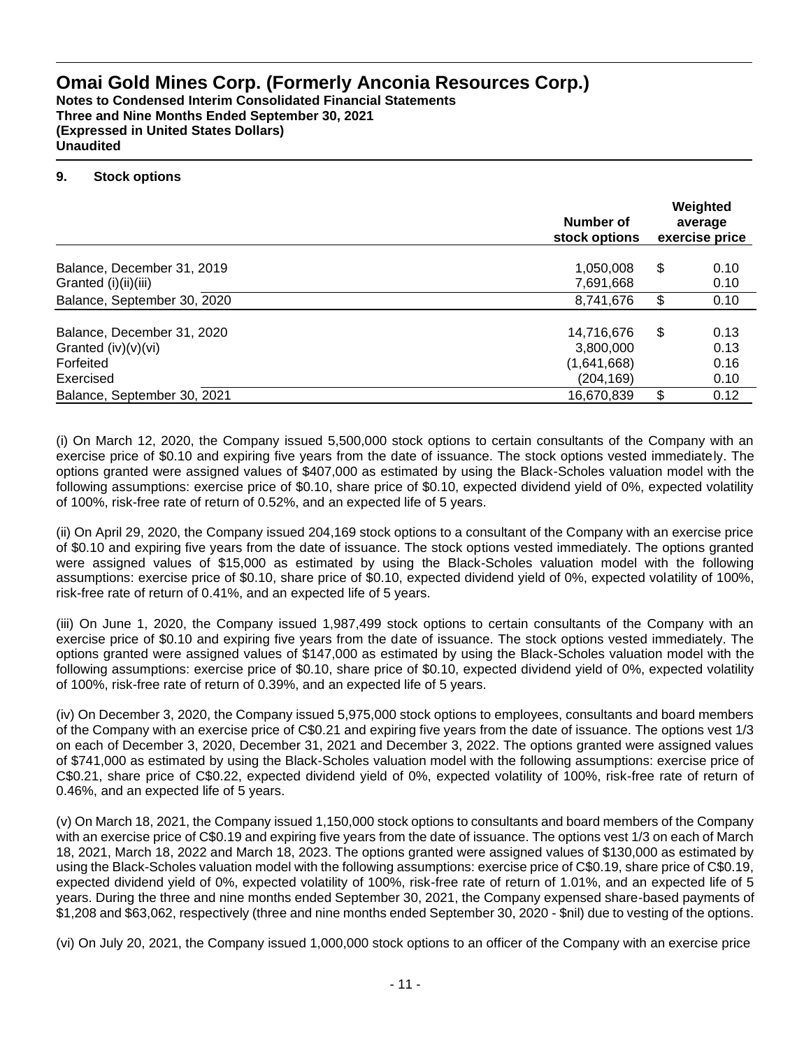# Omai Gold Mines Corp. (Formerly Anconia Resources Corp.)

**Notes to Condensed Interim Consolidated Financial Statements**
**Three and Nine Months Ended September 30, 2021**
**(Expressed in United States Dollars)**
**Unaudited**

## 9. Stock options

| | Number of stock options | Weighted average exercise price |
|---|---|---|
| Balance, December 31, 2019 | 1,050,008 | $ 0.10 |
| Granted (i)(ii)(iii) | 7,691,668 | 0.10 |
| Balance, September 30, 2020 | 8,741,676 | $ 0.10 |
| | | |
| Balance, December 31, 2020 | 14,716,676 | $ 0.13 |
| Granted (iv)(v)(vi) | 3,800,000 | 0.13 |
| Forfeited | (1,641,668) | 0.16 |
| Exercised | (204,169) | 0.10 |
| Balance, September 30, 2021 | 16,670,839 | $ 0.12 |

(i) On March 12, 2020, the Company issued 5,500,000 stock options to certain consultants of the Company with an exercise price of $0.10 and expiring five years from the date of issuance. The stock options vested immediately. The options granted were assigned values of $407,000 as estimated by using the Black-Scholes valuation model with the following assumptions: exercise price of $0.10, share price of $0.10, expected dividend yield of 0%, expected volatility of 100%, risk-free rate of return of 0.52%, and an expected life of 5 years.

(ii) On April 29, 2020, the Company issued 204,169 stock options to a consultant of the Company with an exercise price of $0.10 and expiring five years from the date of issuance. The stock options vested immediately. The options granted were assigned values of $15,000 as estimated by using the Black-Scholes valuation model with the following assumptions: exercise price of $0.10, share price of $0.10, expected dividend yield of 0%, expected volatility of 100%, risk-free rate of return of 0.41%, and an expected life of 5 years.

(iii) On June 1, 2020, the Company issued 1,987,499 stock options to certain consultants of the Company with an exercise price of $0.10 and expiring five years from the date of issuance. The stock options vested immediately. The options granted were assigned values of $147,000 as estimated by using the Black-Scholes valuation model with the following assumptions: exercise price of $0.10, share price of $0.10, expected dividend yield of 0%, expected volatility of 100%, risk-free rate of return of 0.39%, and an expected life of 5 years.

(iv) On December 3, 2020, the Company issued 5,975,000 stock options to employees, consultants and board members of the Company with an exercise price of C$0.21 and expiring five years from the date of issuance. The options vest 1/3 on each of December 3, 2020, December 31, 2021 and December 3, 2022. The options granted were assigned values of $741,000 as estimated by using the Black-Scholes valuation model with the following assumptions: exercise price of C$0.21, share price of C$0.22, expected dividend yield of 0%, expected volatility of 100%, risk-free rate of return of 0.46%, and an expected life of 5 years.

(v) On March 18, 2021, the Company issued 1,150,000 stock options to consultants and board members of the Company with an exercise price of C$0.19 and expiring five years from the date of issuance. The options vest 1/3 on each of March 18, 2021, March 18, 2022 and March 18, 2023. The options granted were assigned values of $130,000 as estimated by using the Black-Scholes valuation model with the following assumptions: exercise price of C$0.19, share price of C$0.19, expected dividend yield of 0%, expected volatility of 100%, risk-free rate of return of 1.01%, and an expected life of 5 years. During the three and nine months ended September 30, 2021, the Company expensed share-based payments of $1,208 and $63,062, respectively (three and nine months ended September 30, 2020 - $nil) due to vesting of the options.

(vi) On July 20, 2021, the Company issued 1,000,000 stock options to an officer of the Company with an exercise price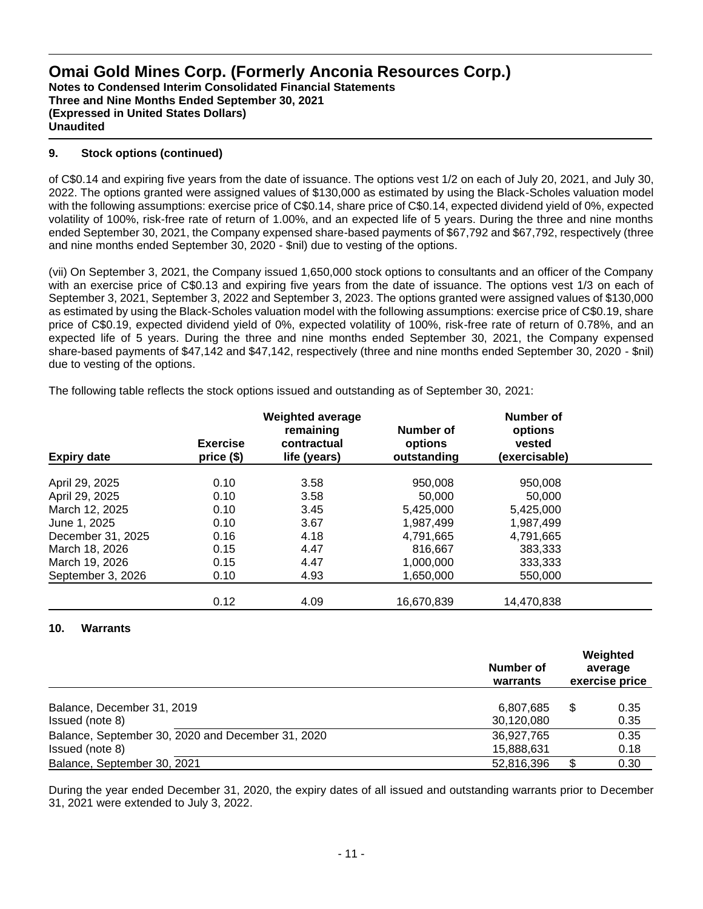## 9. Stock options (continued)

of C$0.14 and expiring five years from the date of issuance. The options vest 1/2 on each of July 20, 2021, and July 30, 2022. The options granted were assigned values of $130,000 as estimated by using the Black-Scholes valuation model with the following assumptions: exercise price of C$0.14, share price of C$0.14, expected dividend yield of 0%, expected volatility of 100%, risk-free rate of return of 1.00%, and an expected life of 5 years. During the three and nine months ended September 30, 2021, the Company expensed share-based payments of $67,792 and $67,792, respectively (three and nine months ended September 30, 2020 - $nil) due to vesting of the options.

(vii) On September 3, 2021, the Company issued 1,650,000 stock options to consultants and an officer of the Company with an exercise price of C$0.13 and expiring five years from the date of issuance. The options vest 1/3 on each of September 3, 2021, September 3, 2022 and September 3, 2023. The options granted were assigned values of $130,000 as estimated by using the Black-Scholes valuation model with the following assumptions: exercise price of C$0.19, share price of C$0.19, expected dividend yield of 0%, expected volatility of 100%, risk-free rate of return of 0.78%, and an expected life of 5 years. During the three and nine months ended September 30, 2021, the Company expensed share-based payments of $47,142 and $47,142, respectively (three and nine months ended September 30, 2020 - $nil) due to vesting of the options.

The following table reflects the stock options issued and outstanding as of September 30, 2021:

| Expiry date | Exercise price ($) | Weighted average remaining contractual life (years) | Number of options outstanding | Number of options vested (exercisable) |
|---|---|---|---|---|
| April 29, 2025 | 0.10 | 3.58 | 950,008 | 950,008 |
| April 29, 2025 | 0.10 | 3.58 | 50,000 | 50,000 |
| March 12, 2025 | 0.10 | 3.45 | 5,425,000 | 5,425,000 |
| June 1, 2025 | 0.10 | 3.67 | 1,987,499 | 1,987,499 |
| December 31, 2025 | 0.16 | 4.18 | 4,791,665 | 4,791,665 |
| March 18, 2026 | 0.15 | 4.47 | 816,667 | 383,333 |
| March 19, 2026 | 0.15 | 4.47 | 1,000,000 | 333,333 |
| September 3, 2026 | 0.10 | 4.93 | 1,650,000 | 550,000 |
| | 0.12 | 4.09 | 16,670,839 | 14,470,838 |

## 10. Warrants

| | Number of warrants | Weighted average exercise price |
|---|---|---|
| Balance, December 31, 2019 | 6,807,685 | $ 0.35 |
| Issued (note 8) | 30,120,080 | 0.35 |
| Balance, September 30, 2020 and December 31, 2020 | 36,927,765 | 0.35 |
| Issued (note 8) | 15,888,631 | 0.18 |
| Balance, September 30, 2021 | 52,816,396 | $ 0.30 |

During the year ended December 31, 2020, the expiry dates of all issued and outstanding warrants prior to December 31, 2021 were extended to July 3, 2022.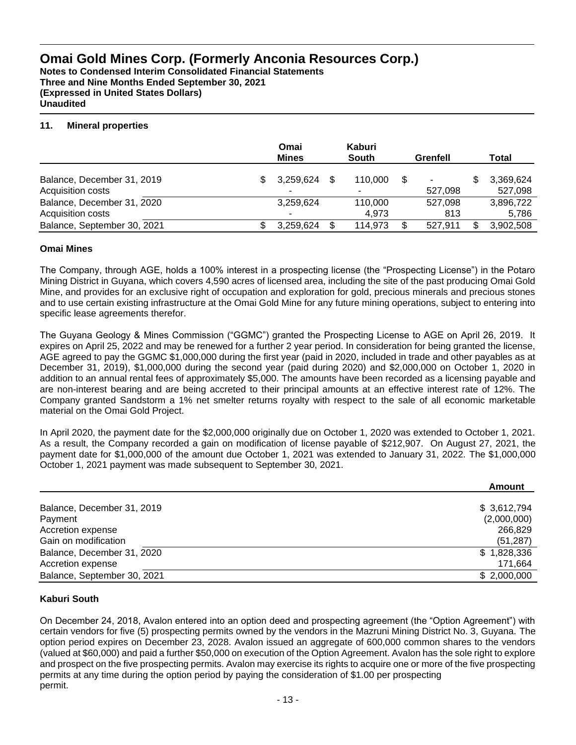## 11. Mineral properties

| | Omai Mines | Kaburi South | Grenfell | Total |
|---|---|---|---|---|
| Balance, December 31, 2019 | $ 3,259,624 | $ 110,000 | $ - | $ 3,369,624 |
| Acquisition costs | - | - | 527,098 | 527,098 |
| Balance, December 31, 2020 | 3,259,624 | 110,000 | 527,098 | 3,896,722 |
| Acquisition costs | - | 4,973 | 813 | 5,786 |
| Balance, September 30, 2021 | $ 3,259,624 | $ 114,973 | $ 527,911 | $ 3,902,508 |

### Omai Mines

The Company, through AGE, holds a 100% interest in a prospecting license (the "Prospecting License") in the Potaro Mining District in Guyana, which covers 4,590 acres of licensed area, including the site of the past producing Omai Gold Mine, and provides for an exclusive right of occupation and exploration for gold, precious minerals and precious stones and to use certain existing infrastructure at the Omai Gold Mine for any future mining operations, subject to entering into specific lease agreements therefor.

The Guyana Geology & Mines Commission ("GGMC") granted the Prospecting License to AGE on April 26, 2019. It expires on April 25, 2022 and may be renewed for a further 2 year period. In consideration for being granted the license, AGE agreed to pay the GGMC $1,000,000 during the first year (paid in 2020, included in trade and other payables as at December 31, 2019), $1,000,000 during the second year (paid during 2020) and $2,000,000 on October 1, 2020 in addition to an annual rental fees of approximately $5,000. The amounts have been recorded as a licensing payable and are non-interest bearing and are being accreted to their principal amounts at an effective interest rate of 12%. The Company granted Sandstorm a 1% net smelter returns royalty with respect to the sale of all economic marketable material on the Omai Gold Project.

In April 2020, the payment date for the $2,000,000 originally due on October 1, 2020 was extended to October 1, 2021. As a result, the Company recorded a gain on modification of license payable of $212,907. On August 27, 2021, the payment date for $1,000,000 of the amount due October 1, 2021 was extended to January 31, 2022. The $1,000,000 October 1, 2021 payment was made subsequent to September 30, 2021.

| | Amount |
|---|---|
| Balance, December 31, 2019 | $ 3,612,794 |
| Payment | (2,000,000) |
| Accretion expense | 266,829 |
| Gain on modification | (51,287) |
| Balance, December 31, 2020 | $ 1,828,336 |
| Accretion expense | 171,664 |
| Balance, September 30, 2021 | $ 2,000,000 |

### Kaburi South

On December 24, 2018, Avalon entered into an option deed and prospecting agreement (the "Option Agreement") with certain vendors for five (5) prospecting permits owned by the vendors in the Mazruni Mining District No. 3, Guyana. The option period expires on December 23, 2028. Avalon issued an aggregate of 600,000 common shares to the vendors (valued at $60,000) and paid a further $50,000 on execution of the Option Agreement. Avalon has the sole right to explore and prospect on the five prospecting permits. Avalon may exercise its rights to acquire one or more of the five prospecting permits at any time during the option period by paying the consideration of $1.00 per prospecting permit.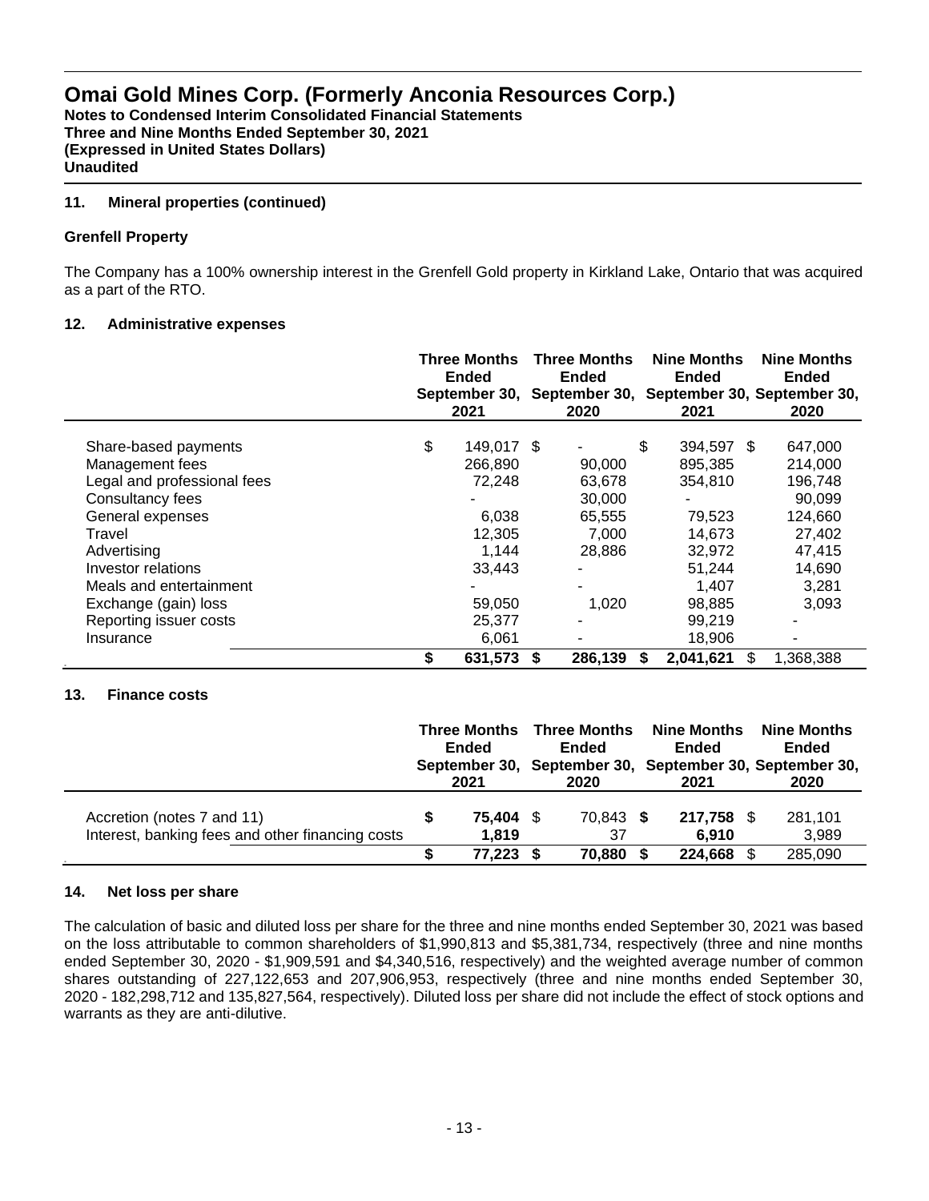## 11. Mineral properties (continued)

### Grenfell Property

The Company has a 100% ownership interest in the Grenfell Gold property in Kirkland Lake, Ontario that was acquired as a part of the RTO.

## 12. Administrative expenses

| | Three Months Ended September 30, 2021 | Three Months Ended September 30, 2020 | Nine Months Ended September 30, 2021 | Nine Months Ended September 30, 2020 |
|---|---|---|---|---|
| Share-based payments | $ 149,017 | $ - | $ 394,597 | $ 647,000 |
| Management fees | 266,890 | 90,000 | 895,385 | 214,000 |
| Legal and professional fees | 72,248 | 63,678 | 354,810 | 196,748 |
| Consultancy fees | - | 30,000 | - | 90,099 |
| General expenses | 6,038 | 65,555 | 79,523 | 124,660 |
| Travel | 12,305 | 7,000 | 14,673 | 27,402 |
| Advertising | 1,144 | 28,886 | 32,972 | 47,415 |
| Investor relations | 33,443 | - | 51,244 | 14,690 |
| Meals and entertainment | - | - | 1,407 | 3,281 |
| Exchange (gain) loss | 59,050 | 1,020 | 98,885 | 3,093 |
| Reporting issuer costs | 25,377 | - | 99,219 | - |
| Insurance | 6,061 | - | 18,906 | - |
| | **$ 631,573** | **$ 286,139** | **$ 2,041,621** | $ 1,368,388 |

## 13. Finance costs

| | Three Months Ended September 30, 2021 | Three Months Ended September 30, 2020 | Nine Months Ended September 30, 2021 | Nine Months Ended September 30, 2020 |
|---|---|---|---|---|
| Accretion (notes 7 and 11) | **$ 75,404** | $ 70,843 | **$ 217,758** | $ 281,101 |
| Interest, banking fees and other financing costs | **1,819** | 37 | **6,910** | 3,989 |
| | **$ 77,223** | **$ 70,880** | **$ 224,668** | $ 285,090 |

## 14. Net loss per share

The calculation of basic and diluted loss per share for the three and nine months ended September 30, 2021 was based on the loss attributable to common shareholders of $1,990,813 and $5,381,734, respectively (three and nine months ended September 30, 2020 - $1,909,591 and $4,340,516, respectively) and the weighted average number of common shares outstanding of 227,122,653 and 207,906,953, respectively (three and nine months ended September 30, 2020 - 182,298,712 and 135,827,564, respectively). Diluted loss per share did not include the effect of stock options and warrants as they are anti-dilutive.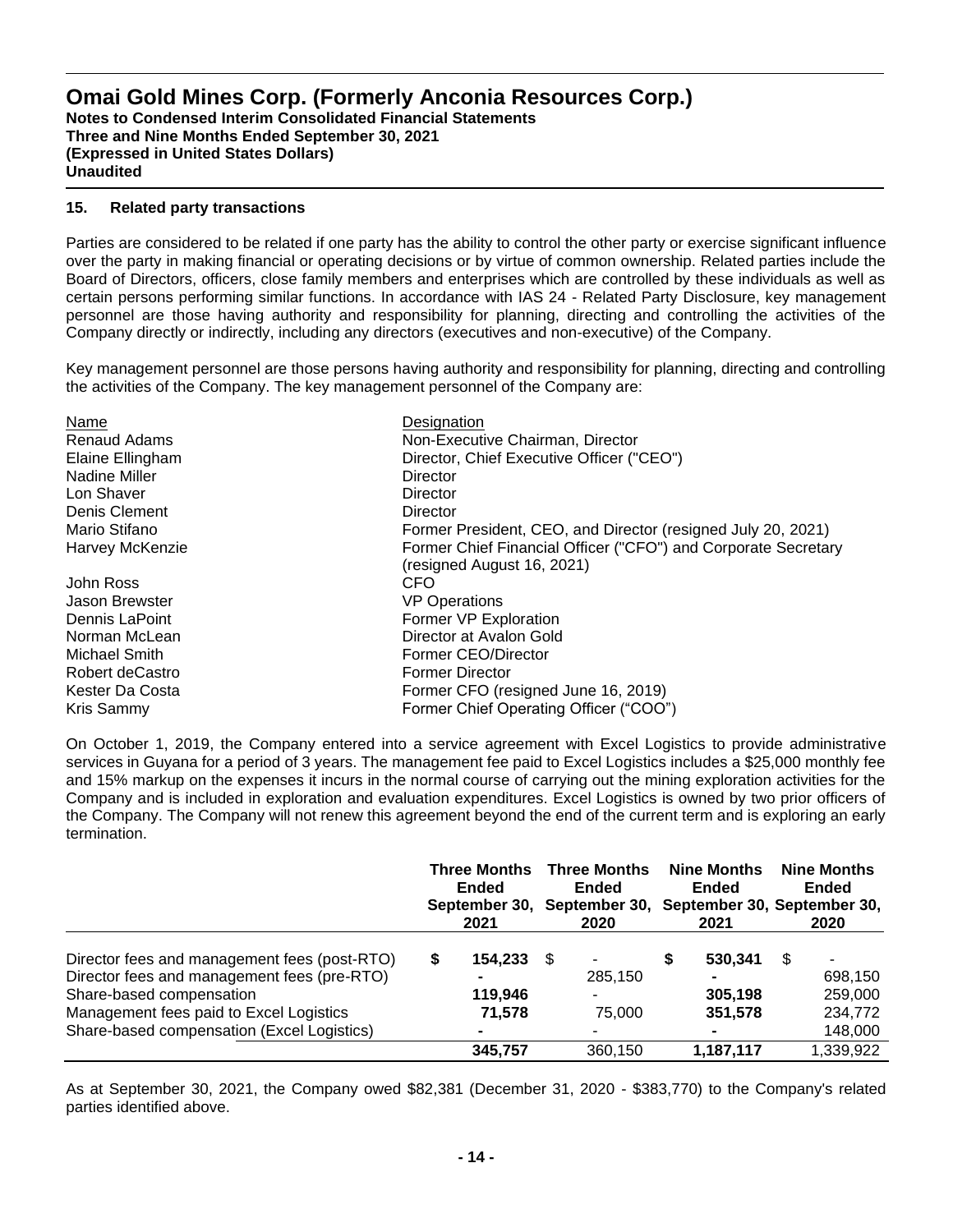## 15. Related party transactions

Parties are considered to be related if one party has the ability to control the other party or exercise significant influence over the party in making financial or operating decisions or by virtue of common ownership. Related parties include the Board of Directors, officers, close family members and enterprises which are controlled by these individuals as well as certain persons performing similar functions. In accordance with IAS 24 - Related Party Disclosure, key management personnel are those having authority and responsibility for planning, directing and controlling the activities of the Company directly or indirectly, including any directors (executives and non-executive) of the Company.

Key management personnel are those persons having authority and responsibility for planning, directing and controlling the activities of the Company. The key management personnel of the Company are:

| Name | Designation |
|---|---|
| Renaud Adams | Non-Executive Chairman, Director |
| Elaine Ellingham | Director, Chief Executive Officer ("CEO") |
| Nadine Miller | Director |
| Lon Shaver | Director |
| Denis Clement | Director |
| Mario Stifano | Former President, CEO, and Director (resigned July 20, 2021) |
| Harvey McKenzie | Former Chief Financial Officer ("CFO") and Corporate Secretary (resigned August 16, 2021) |
| John Ross | CFO |
| Jason Brewster | VP Operations |
| Dennis LaPoint | Former VP Exploration |
| Norman McLean | Director at Avalon Gold |
| Michael Smith | Former CEO/Director |
| Robert deCastro | Former Director |
| Kester Da Costa | Former CFO (resigned June 16, 2019) |
| Kris Sammy | Former Chief Operating Officer ("COO") |

On October 1, 2019, the Company entered into a service agreement with Excel Logistics to provide administrative services in Guyana for a period of 3 years. The management fee paid to Excel Logistics includes a $25,000 monthly fee and 15% markup on the expenses it incurs in the normal course of carrying out the mining exploration activities for the Company and is included in exploration and evaluation expenditures. Excel Logistics is owned by two prior officers of the Company. The Company will not renew this agreement beyond the end of the current term and is exploring an early termination.

| | Three Months Ended September 30, 2021 | Three Months Ended September 30, 2020 | Nine Months Ended September 30, 2021 | Nine Months Ended September 30, 2020 |
|---|---|---|---|---|
| Director fees and management fees (post-RTO) | $ 154,233 | $ - | $ 530,341 | $ - |
| Director fees and management fees (pre-RTO) | - | 285,150 | - | 698,150 |
| Share-based compensation | 119,946 | - | 305,198 | 259,000 |
| Management fees paid to Excel Logistics | 71,578 | 75,000 | 351,578 | 234,772 |
| Share-based compensation (Excel Logistics) | - | - | - | 148,000 |
| | 345,757 | 360,150 | 1,187,117 | 1,339,922 |

As at September 30, 2021, the Company owed $82,381 (December 31, 2020 - $383,770) to the Company's related parties identified above.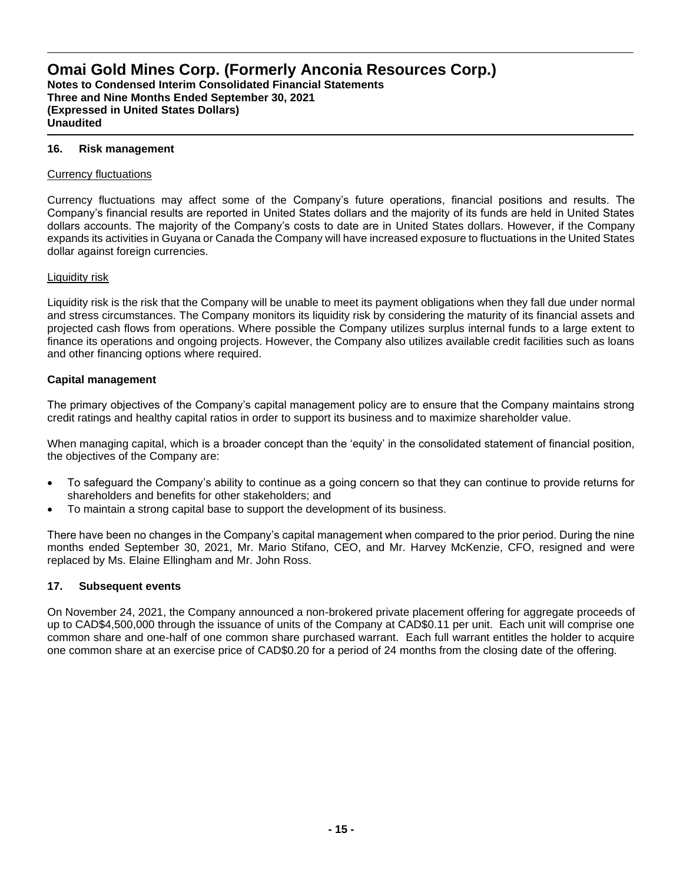## 16. Risk management

Currency fluctuations

Currency fluctuations may affect some of the Company's future operations, financial positions and results. The Company's financial results are reported in United States dollars and the majority of its funds are held in United States dollars accounts. The majority of the Company's costs to date are in United States dollars. However, if the Company expands its activities in Guyana or Canada the Company will have increased exposure to fluctuations in the United States dollar against foreign currencies.

Liquidity risk

Liquidity risk is the risk that the Company will be unable to meet its payment obligations when they fall due under normal and stress circumstances. The Company monitors its liquidity risk by considering the maturity of its financial assets and projected cash flows from operations. Where possible the Company utilizes surplus internal funds to a large extent to finance its operations and ongoing projects. However, the Company also utilizes available credit facilities such as loans and other financing options where required.

### Capital management

The primary objectives of the Company's capital management policy are to ensure that the Company maintains strong credit ratings and healthy capital ratios in order to support its business and to maximize shareholder value.

When managing capital, which is a broader concept than the 'equity' in the consolidated statement of financial position, the objectives of the Company are:

- To safeguard the Company's ability to continue as a going concern so that they can continue to provide returns for shareholders and benefits for other stakeholders; and
- To maintain a strong capital base to support the development of its business.

There have been no changes in the Company's capital management when compared to the prior period. During the nine months ended September 30, 2021, Mr. Mario Stifano, CEO, and Mr. Harvey McKenzie, CFO, resigned and were replaced by Ms. Elaine Ellingham and Mr. John Ross.

## 17. Subsequent events

On November 24, 2021, the Company announced a non-brokered private placement offering for aggregate proceeds of up to CAD$4,500,000 through the issuance of units of the Company at CAD$0.11 per unit. Each unit will comprise one common share and one-half of one common share purchased warrant. Each full warrant entitles the holder to acquire one common share at an exercise price of CAD$0.20 for a period of 24 months from the closing date of the offering.